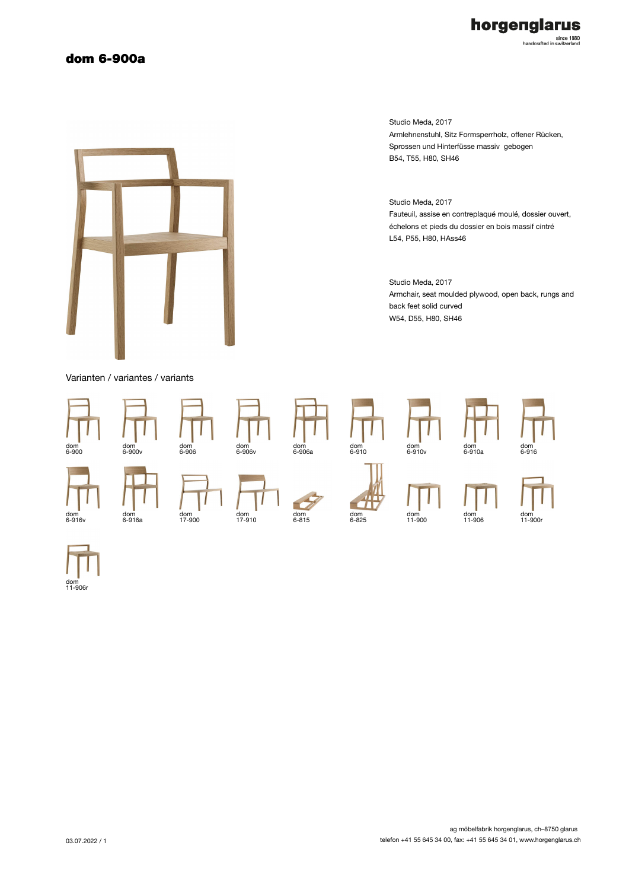# dom 6-900a

Studio Meda, 2017
Armlehnenstuhl, Sitz Formsperrholz, offener Rücken, Sprossen und Hinterfüsse massiv gebogen
B54, T55, H80, SH46

Studio Meda, 2017
Fauteuil, assise en contreplaqué moulé, dossier ouvert, échelons et pieds du dossier en bois massif cintré
L54, P55, H80, HAss46

Studio Meda, 2017
Armchair, seat moulded plywood, open back, rungs and back feet solid curved
W54, D55, H80, SH46

## Varianten / variantes / variants

dom 6-900

dom 6-900v

dom 6-906

dom 6-906v

dom 6-906a

dom 6-910

dom 6-910v

dom 6-910a

dom 6-916

dom 6-916v

dom 6-916a

dom 17-900

dom 17-910

dom 6-815

dom 6-825

dom 11-900

dom 11-906

dom 11-900r

dom 11-906r

03.07.2022 / 1

ag möbelfabrik horgenglarus, ch–8750 glarus
telefon +41 55 645 34 00, fax: +41 55 645 34 01, www.horgenglarus.ch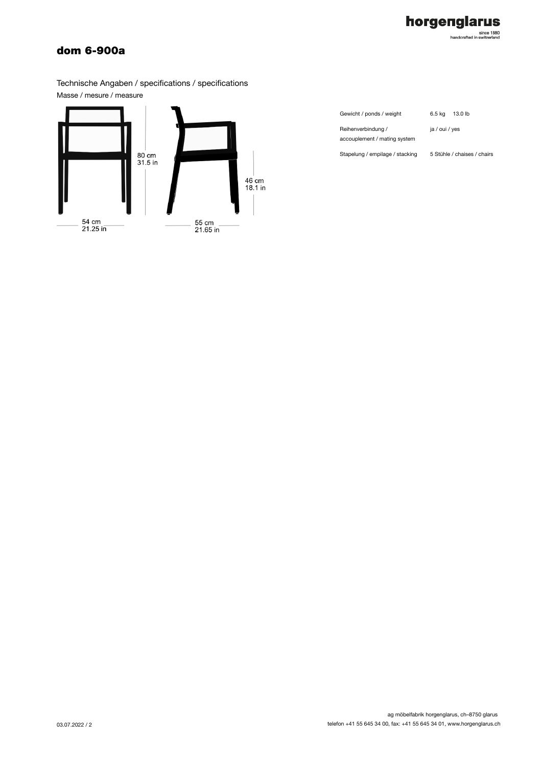# dom 6-900a

Technische Angaben / specifications / specifications

Masse / mesure / measure

80 cm
31.5 in

46 cm
18.1 in

54 cm
21.25 in

55 cm
21.65 in

| | |
|---|---|
| Gewicht / ponds / weight | 6.5 kg 13.0 lb |
| Reihenverbindung / accouplement / mating system | ja / oui / yes |
| Stapelung / empilage / stacking | 5 Stühle / chaises / chairs |

ag möbelfabrik horgenglarus, ch–8750 glarus
telefon +41 55 645 34 00, fax: +41 55 645 34 01, www.horgenglarus.ch

03.07.2022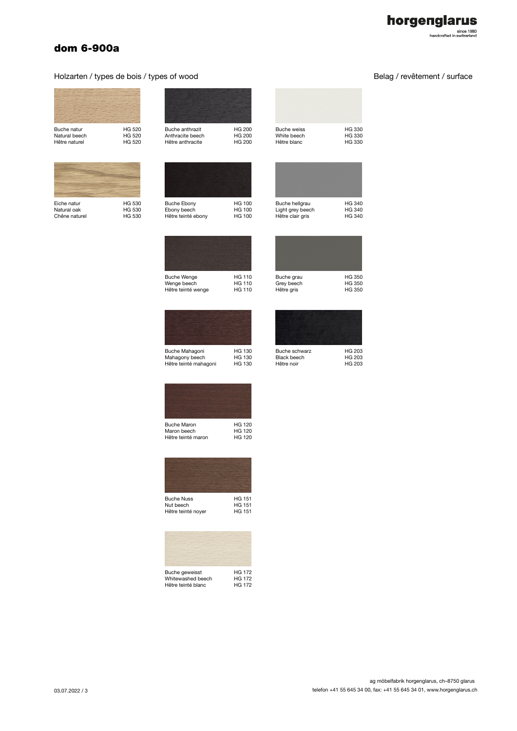# dom 6-900a

## Holzarten / types de bois / types of wood

Buche natur HG 520
Natural beech HG 520
Hêtre naturel HG 520

Eiche natur HG 530
Natural oak HG 530
Chêne naturel HG 530

Buche anthrazit HG 200
Anthracite beech HG 200
Hêtre anthracite HG 200

Buche Ebony HG 100
Ebony beech HG 100
Hêtre teinté ebony HG 100

Buche Wenge HG 110
Wenge beech HG 110
Hêtre teinté wenge HG 110

Buche Mahagoni HG 130
Mahagony beech HG 130
Hêtre teinté mahagoni HG 130

Buche Maron HG 120
Maron beech HG 120
Hêtre teinté maron HG 120

Buche Nuss HG 151
Nut beech HG 151
Hêtre teinté noyer HG 151

Buche geweisst HG 172
Whitewashed beech HG 172
Hêtre teinté blanc HG 172

Buche weiss HG 330
White beech HG 330
Hêtre blanc HG 330

Buche hellgrau HG 340
Light grey beech HG 340
Hêtre clair gris HG 340

Buche grau HG 350
Grey beech HG 350
Hêtre gris HG 350

Buche schwarz HG 203
Black beech HG 203
Hêtre noir HG 203

## Belag / revêtement / surface

03.07.2022

ag möbelfabrik horgenglarus, ch–8750 glarus
telefon +41 55 645 34 00, fax: +41 55 645 34 01, www.horgenglarus.ch